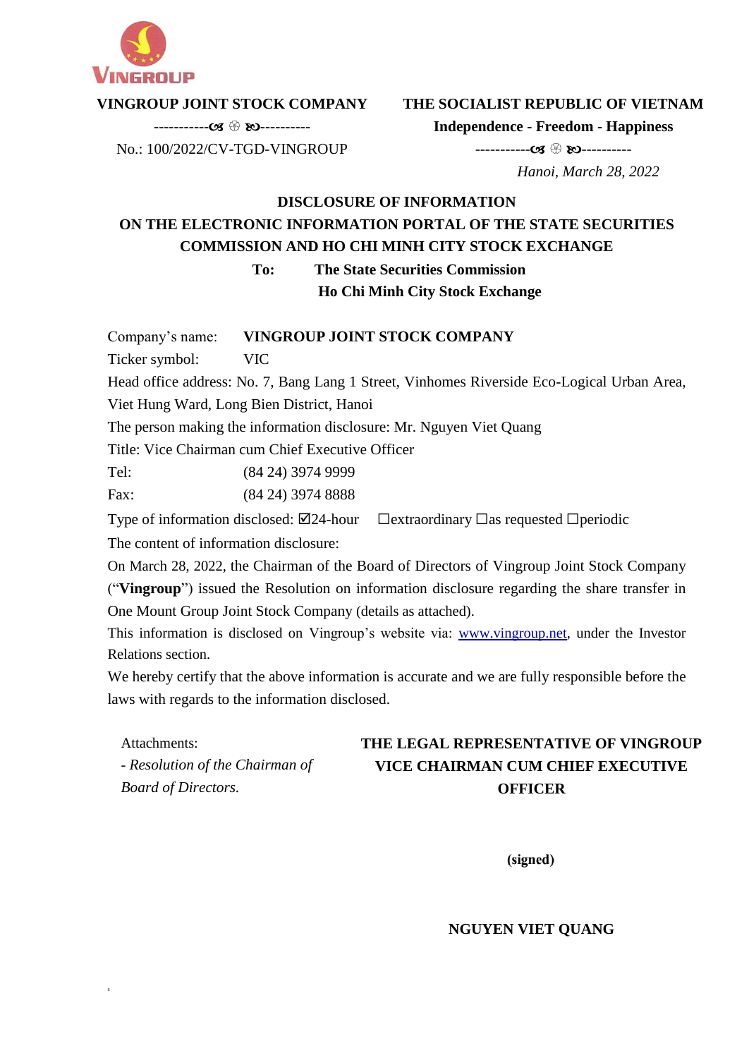**VINGROUP JOINT STOCK COMPANY**

-----------❧ ❁ ☙----------

No.: 100/2022/CV-TGD-VINGROUP

**THE SOCIALIST REPUBLIC OF VIETNAM**

**Independence - Freedom - Happiness**

-----------❧ ❁ ☙----------

*Hanoi, March 28, 2022*

# DISCLOSURE OF INFORMATION

## ON THE ELECTRONIC INFORMATION PORTAL OF THE STATE SECURITIES COMMISSION AND HO CHI MINH CITY STOCK EXCHANGE

**To: The State Securities Commission**
**Ho Chi Minh City Stock Exchange**

Company's name: **VINGROUP JOINT STOCK COMPANY**

Ticker symbol: VIC

Head office address: No. 7, Bang Lang 1 Street, Vinhomes Riverside Eco-Logical Urban Area, Viet Hung Ward, Long Bien District, Hanoi

The person making the information disclosure: Mr. Nguyen Viet Quang

Title: Vice Chairman cum Chief Executive Officer

Tel: (84 24) 3974 9999

Fax: (84 24) 3974 8888

Type of information disclosed: ☑24-hour ☐extraordinary ☐as requested ☐periodic

The content of information disclosure:

On March 28, 2022, the Chairman of the Board of Directors of Vingroup Joint Stock Company ("**Vingroup**") issued the Resolution on information disclosure regarding the share transfer in One Mount Group Joint Stock Company (details as attached).

This information is disclosed on Vingroup's website via: www.vingroup.net, under the Investor Relations section.

We hereby certify that the above information is accurate and we are fully responsible before the laws with regards to the information disclosed.

Attachments:

*- Resolution of the Chairman of Board of Directors.*

**THE LEGAL REPRESENTATIVE OF VINGROUP**
**VICE CHAIRMAN CUM CHIEF EXECUTIVE OFFICER**

**(signed)**

**NGUYEN VIET QUANG**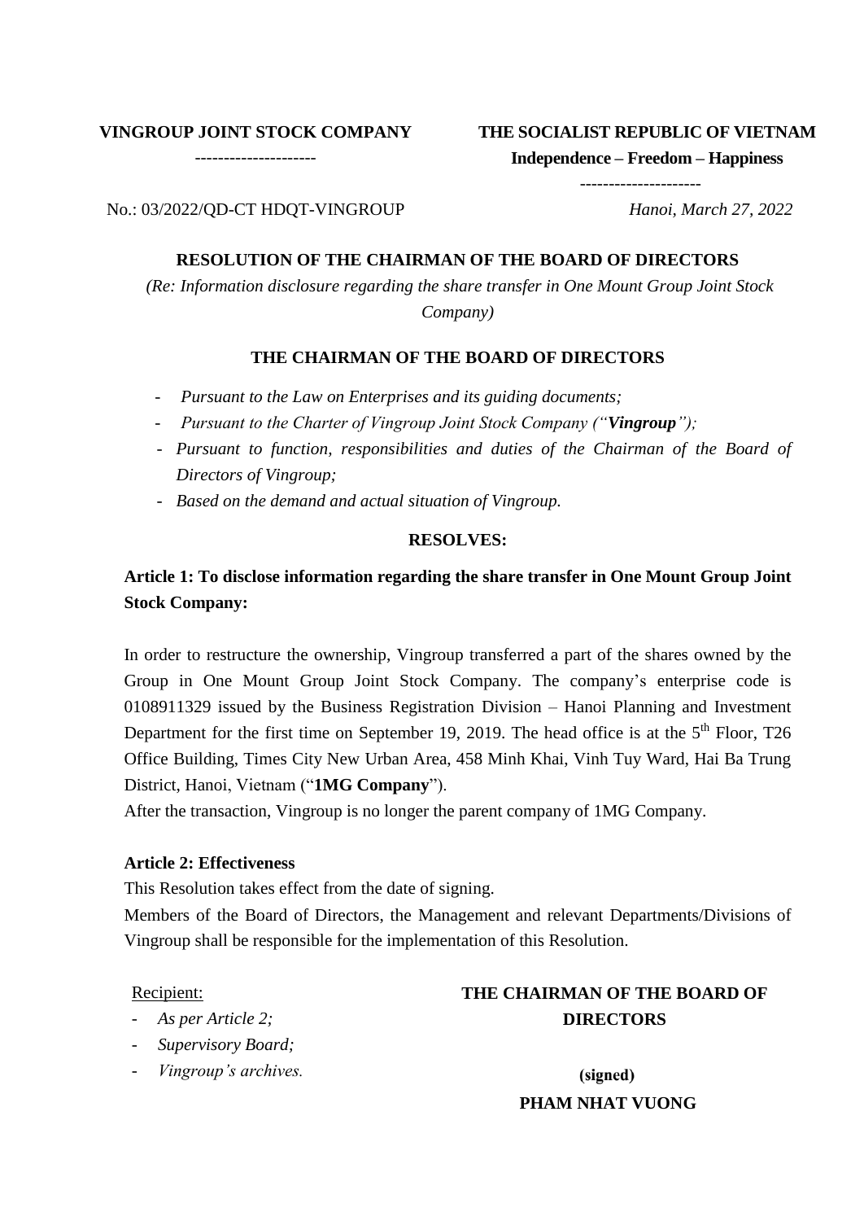**VINGROUP JOINT STOCK COMPANY**

--------------------

**THE SOCIALIST REPUBLIC OF VIETNAM**

**Independence – Freedom – Happiness**

---------------------

No.: 03/2022/QD-CT HDQT-VINGROUP

*Hanoi, March 27, 2022*

## RESOLUTION OF THE CHAIRMAN OF THE BOARD OF DIRECTORS

*(Re: Information disclosure regarding the share transfer in One Mount Group Joint Stock Company)*

## THE CHAIRMAN OF THE BOARD OF DIRECTORS

- *Pursuant to the Law on Enterprises and its guiding documents;*
- *Pursuant to the Charter of Vingroup Joint Stock Company ("**Vingroup**");*
- *Pursuant to function, responsibilities and duties of the Chairman of the Board of Directors of Vingroup;*
- *Based on the demand and actual situation of Vingroup.*

## RESOLVES:

**Article 1: To disclose information regarding the share transfer in One Mount Group Joint Stock Company:**

In order to restructure the ownership, Vingroup transferred a part of the shares owned by the Group in One Mount Group Joint Stock Company. The company's enterprise code is 0108911329 issued by the Business Registration Division – Hanoi Planning and Investment Department for the first time on September 19, 2019. The head office is at the 5th Floor, T26 Office Building, Times City New Urban Area, 458 Minh Khai, Vinh Tuy Ward, Hai Ba Trung District, Hanoi, Vietnam ("**1MG Company**").

After the transaction, Vingroup is no longer the parent company of 1MG Company.

**Article 2: Effectiveness**

This Resolution takes effect from the date of signing.

Members of the Board of Directors, the Management and relevant Departments/Divisions of Vingroup shall be responsible for the implementation of this Resolution.

Recipient:

- *As per Article 2;*
- *Supervisory Board;*
- *Vingroup's archives.*

**THE CHAIRMAN OF THE BOARD OF DIRECTORS**

**(signed)**

**PHAM NHAT VUONG**